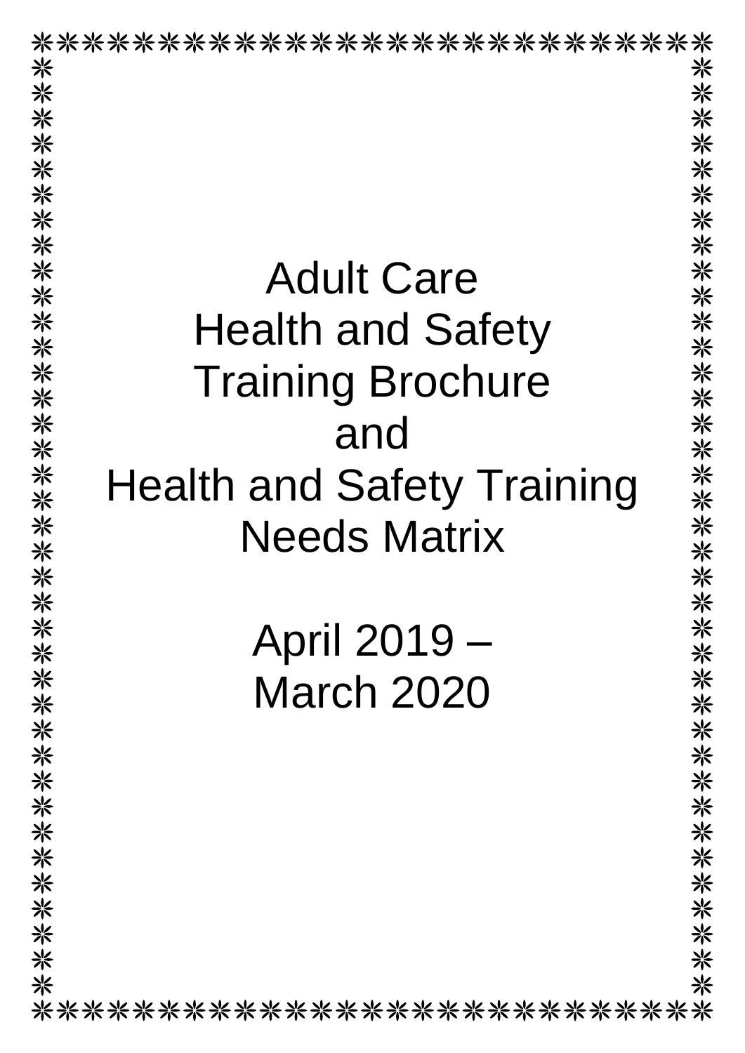# Adult Care
# Health and Safety
# Training Brochure
# and
# Health and Safety Training Needs Matrix

## April 2019 –
## March 2020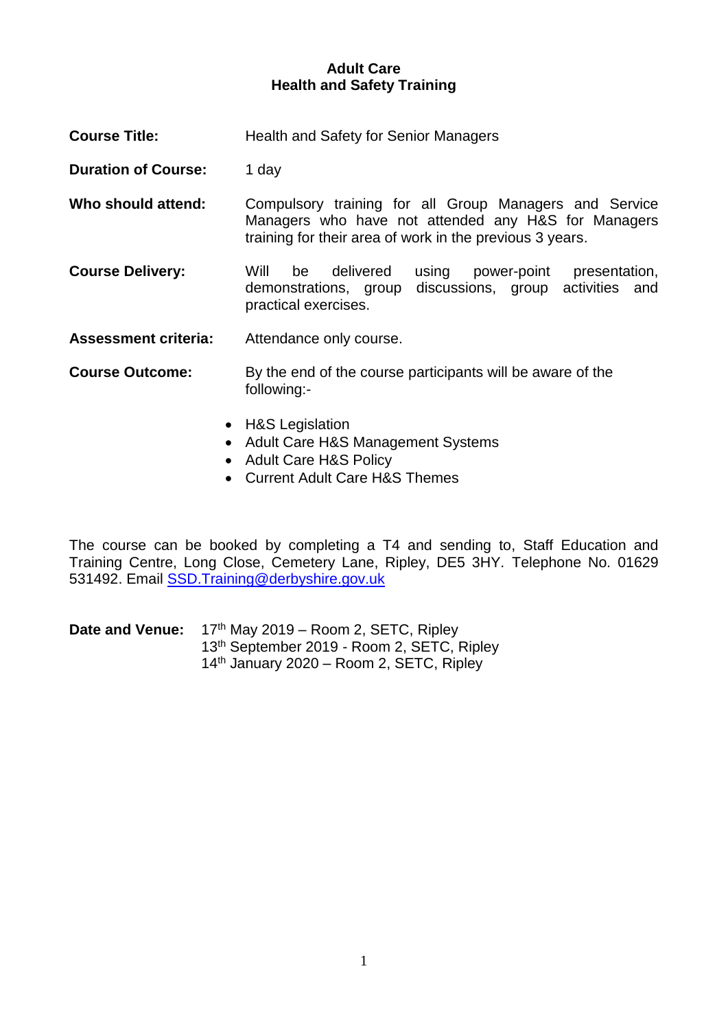**Adult Care**
**Health and Safety Training**

**Course Title:** Health and Safety for Senior Managers

**Duration of Course:** 1 day

**Who should attend:** Compulsory training for all Group Managers and Service Managers who have not attended any H&S for Managers training for their area of work in the previous 3 years.

**Course Delivery:** Will be delivered using power-point presentation, demonstrations, group discussions, group activities and practical exercises.

**Assessment criteria:** Attendance only course.

**Course Outcome:** By the end of the course participants will be aware of the following:-

- H&S Legislation
- Adult Care H&S Management Systems
- Adult Care H&S Policy
- Current Adult Care H&S Themes

The course can be booked by completing a T4 and sending to, Staff Education and Training Centre, Long Close, Cemetery Lane, Ripley, DE5 3HY. Telephone No. 01629 531492. Email SSD.Training@derbyshire.gov.uk

**Date and Venue:** 17th May 2019 – Room 2, SETC, Ripley
13th September 2019 - Room 2, SETC, Ripley
14th January 2020 – Room 2, SETC, Ripley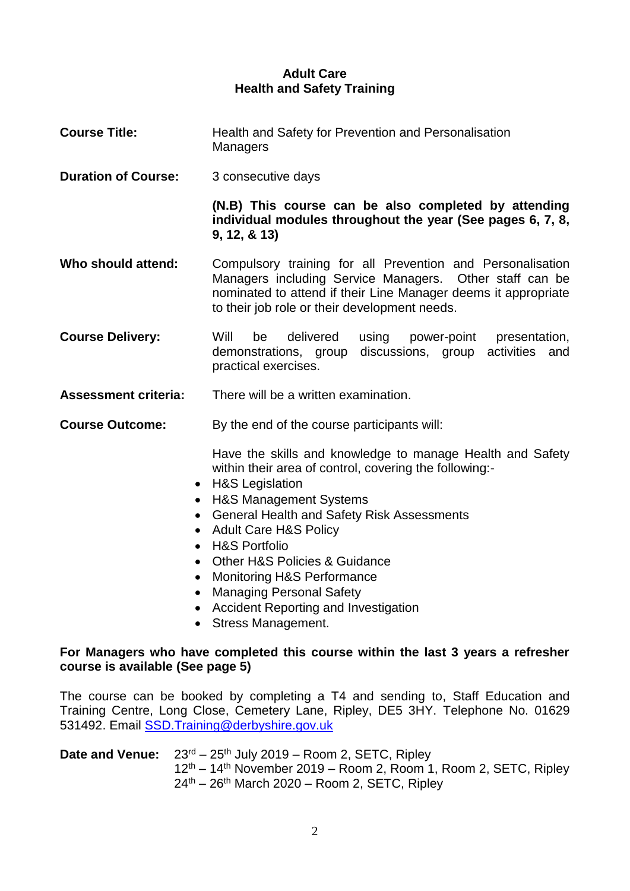**Adult Care**
**Health and Safety Training**

**Course Title:** Health and Safety for Prevention and Personalisation Managers

**Duration of Course:** 3 consecutive days

**(N.B) This course can be also completed by attending individual modules throughout the year (See pages 6, 7, 8, 9, 12, & 13)**

**Who should attend:** Compulsory training for all Prevention and Personalisation Managers including Service Managers. Other staff can be nominated to attend if their Line Manager deems it appropriate to their job role or their development needs.

**Course Delivery:** Will be delivered using power-point presentation, demonstrations, group discussions, group activities and practical exercises.

**Assessment criteria:** There will be a written examination.

**Course Outcome:** By the end of the course participants will:

Have the skills and knowledge to manage Health and Safety within their area of control, covering the following:-

- H&S Legislation
- H&S Management Systems
- General Health and Safety Risk Assessments
- Adult Care H&S Policy
- H&S Portfolio
- Other H&S Policies & Guidance
- Monitoring H&S Performance
- Managing Personal Safety
- Accident Reporting and Investigation
- Stress Management.

**For Managers who have completed this course within the last 3 years a refresher course is available (See page 5)**

The course can be booked by completing a T4 and sending to, Staff Education and Training Centre, Long Close, Cemetery Lane, Ripley, DE5 3HY. Telephone No. 01629 531492. Email SSD.Training@derbyshire.gov.uk

**Date and Venue:** 23rd – 25th July 2019 – Room 2, SETC, Ripley
12th – 14th November 2019 – Room 2, Room 1, Room 2, SETC, Ripley
24th – 26th March 2020 – Room 2, SETC, Ripley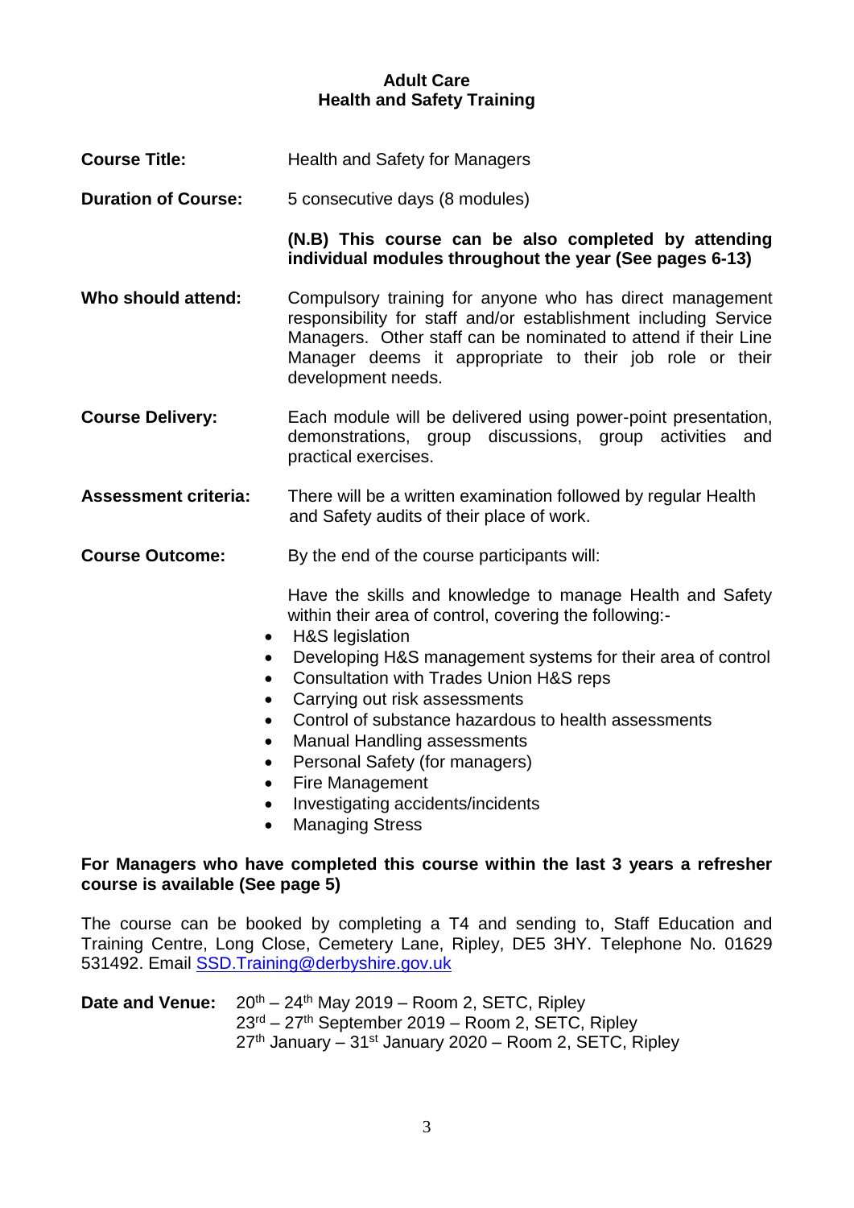# Adult Care
## Health and Safety Training

**Course Title:** Health and Safety for Managers

**Duration of Course:** 5 consecutive days (8 modules)

**(N.B) This course can be also completed by attending individual modules throughout the year (See pages 6-13)**

**Who should attend:** Compulsory training for anyone who has direct management responsibility for staff and/or establishment including Service Managers. Other staff can be nominated to attend if their Line Manager deems it appropriate to their job role or their development needs.

**Course Delivery:** Each module will be delivered using power-point presentation, demonstrations, group discussions, group activities and practical exercises.

**Assessment criteria:** There will be a written examination followed by regular Health and Safety audits of their place of work.

**Course Outcome:** By the end of the course participants will:

Have the skills and knowledge to manage Health and Safety within their area of control, covering the following:-

- H&S legislation
- Developing H&S management systems for their area of control
- Consultation with Trades Union H&S reps
- Carrying out risk assessments
- Control of substance hazardous to health assessments
- Manual Handling assessments
- Personal Safety (for managers)
- Fire Management
- Investigating accidents/incidents
- Managing Stress

**For Managers who have completed this course within the last 3 years a refresher course is available (See page 5)**

The course can be booked by completing a T4 and sending to, Staff Education and Training Centre, Long Close, Cemetery Lane, Ripley, DE5 3HY. Telephone No. 01629 531492. Email SSD.Training@derbyshire.gov.uk

**Date and Venue:**
20th – 24th May 2019 – Room 2, SETC, Ripley
23rd – 27th September 2019 – Room 2, SETC, Ripley
27th January – 31st January 2020 – Room 2, SETC, Ripley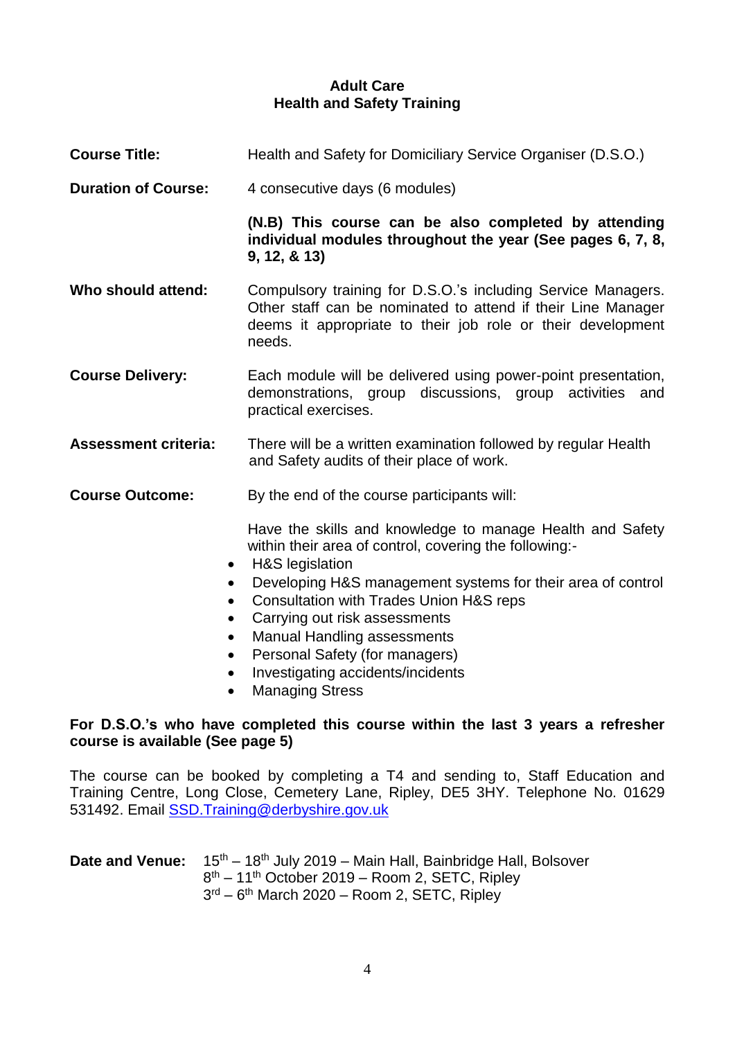# Adult Care
## Health and Safety Training

**Course Title:** Health and Safety for Domiciliary Service Organiser (D.S.O.)

**Duration of Course:** 4 consecutive days (6 modules)

**(N.B) This course can be also completed by attending individual modules throughout the year (See pages 6, 7, 8, 9, 12, & 13)**

**Who should attend:** Compulsory training for D.S.O.'s including Service Managers. Other staff can be nominated to attend if their Line Manager deems it appropriate to their job role or their development needs.

**Course Delivery:** Each module will be delivered using power-point presentation, demonstrations, group discussions, group activities and practical exercises.

**Assessment criteria:** There will be a written examination followed by regular Health and Safety audits of their place of work.

**Course Outcome:** By the end of the course participants will:

Have the skills and knowledge to manage Health and Safety within their area of control, covering the following:-

- H&S legislation
- Developing H&S management systems for their area of control
- Consultation with Trades Union H&S reps
- Carrying out risk assessments
- Manual Handling assessments
- Personal Safety (for managers)
- Investigating accidents/incidents
- Managing Stress

**For D.S.O.'s who have completed this course within the last 3 years a refresher course is available (See page 5)**

The course can be booked by completing a T4 and sending to, Staff Education and Training Centre, Long Close, Cemetery Lane, Ripley, DE5 3HY. Telephone No. 01629 531492. Email SSD.Training@derbyshire.gov.uk

**Date and Venue:**
15th – 18th July 2019 – Main Hall, Bainbridge Hall, Bolsover
8th – 11th October 2019 – Room 2, SETC, Ripley
3rd – 6th March 2020 – Room 2, SETC, Ripley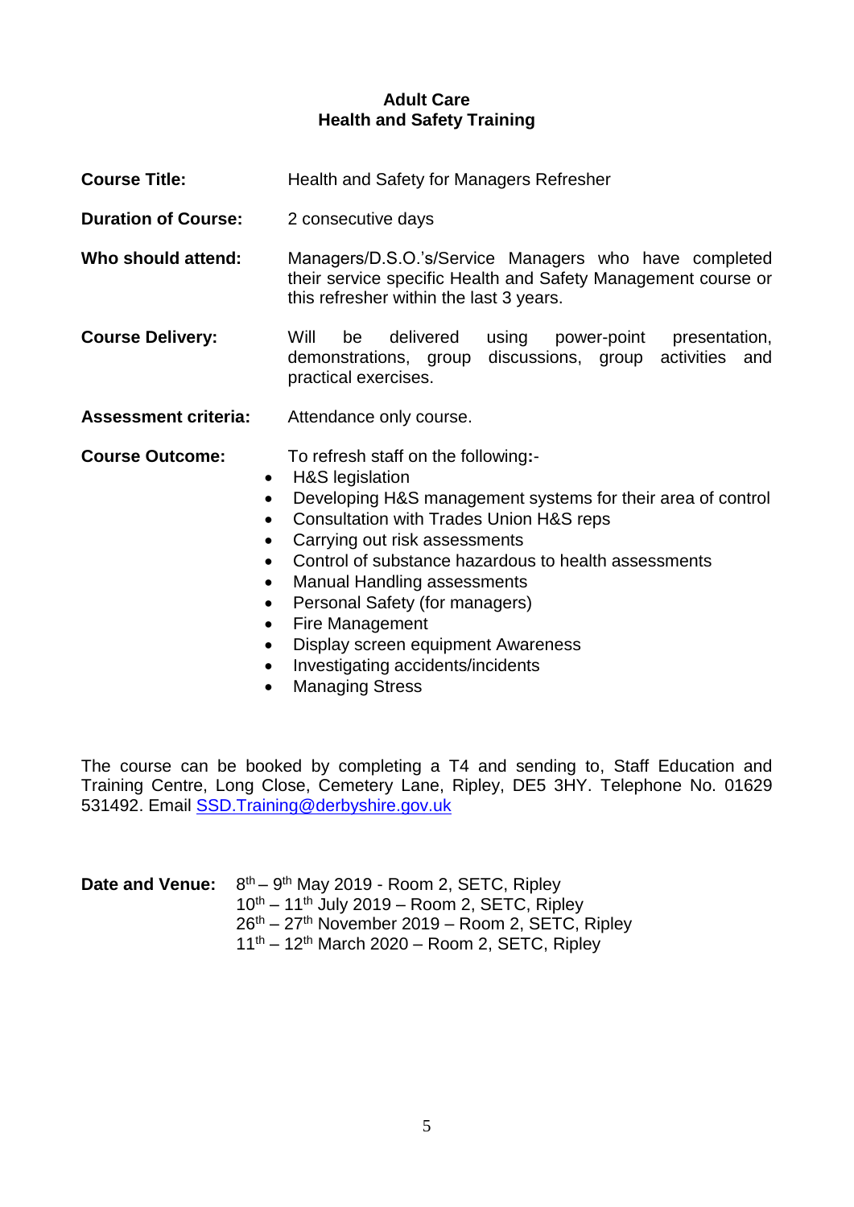**Adult Care**
**Health and Safety Training**

**Course Title:** Health and Safety for Managers Refresher

**Duration of Course:** 2 consecutive days

**Who should attend:** Managers/D.S.O.'s/Service Managers who have completed their service specific Health and Safety Management course or this refresher within the last 3 years.

**Course Delivery:** Will be delivered using power-point presentation, demonstrations, group discussions, group activities and practical exercises.

**Assessment criteria:** Attendance only course.

**Course Outcome:** To refresh staff on the following**:**-

- H&S legislation
- Developing H&S management systems for their area of control
- Consultation with Trades Union H&S reps
- Carrying out risk assessments
- Control of substance hazardous to health assessments
- Manual Handling assessments
- Personal Safety (for managers)
- Fire Management
- Display screen equipment Awareness
- Investigating accidents/incidents
- Managing Stress

The course can be booked by completing a T4 and sending to, Staff Education and Training Centre, Long Close, Cemetery Lane, Ripley, DE5 3HY. Telephone No. 01629 531492. Email SSD.Training@derbyshire.gov.uk

**Date and Venue:** 8th – 9th May 2019 - Room 2, SETC, Ripley
10th – 11th July 2019 – Room 2, SETC, Ripley
26th – 27th November 2019 – Room 2, SETC, Ripley
11th – 12th March 2020 – Room 2, SETC, Ripley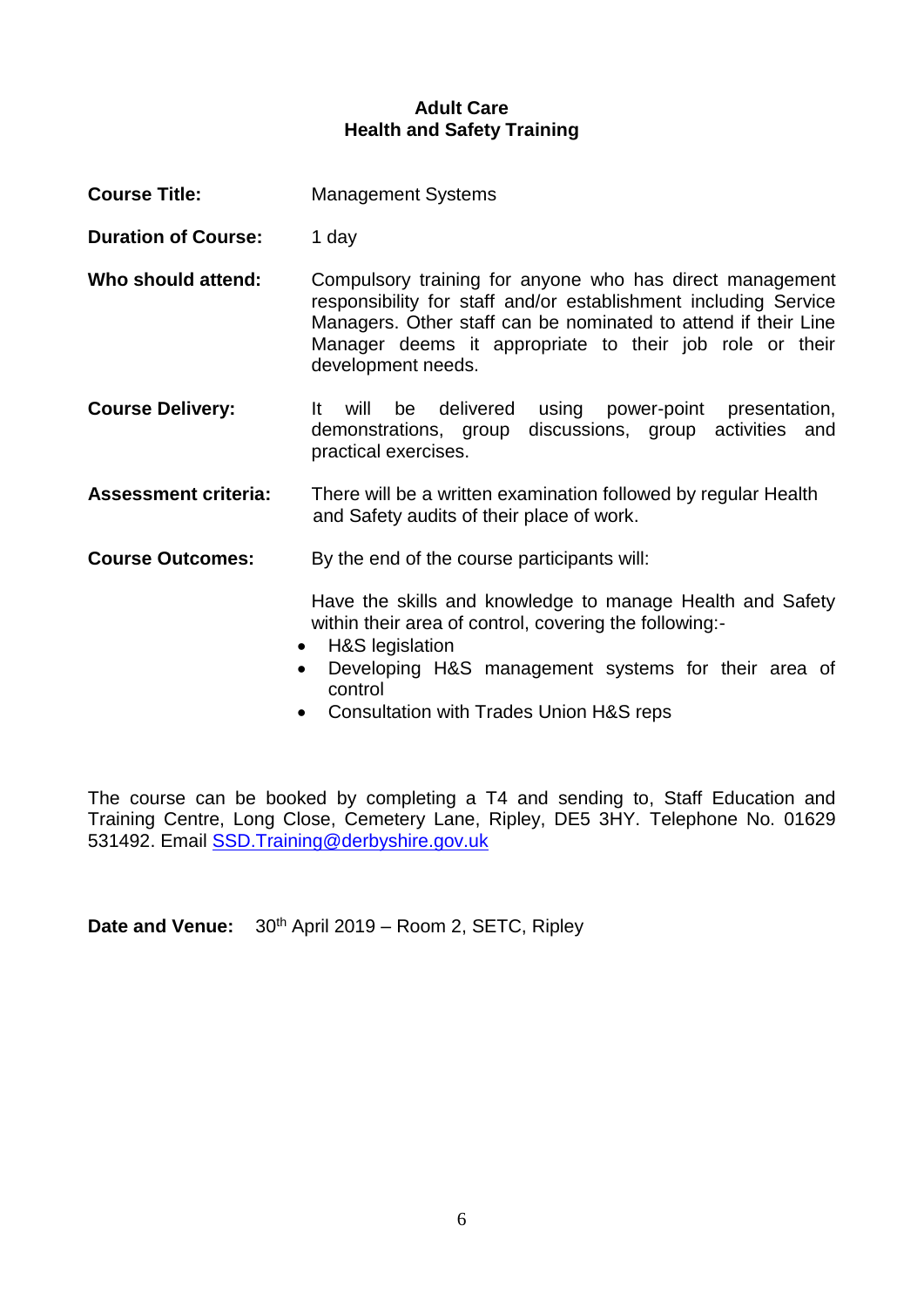**Adult Care**
**Health and Safety Training**

**Course Title:** Management Systems

**Duration of Course:** 1 day

**Who should attend:** Compulsory training for anyone who has direct management responsibility for staff and/or establishment including Service Managers. Other staff can be nominated to attend if their Line Manager deems it appropriate to their job role or their development needs.

**Course Delivery:** It will be delivered using power-point presentation, demonstrations, group discussions, group activities and practical exercises.

**Assessment criteria:** There will be a written examination followed by regular Health and Safety audits of their place of work.

**Course Outcomes:** By the end of the course participants will:

Have the skills and knowledge to manage Health and Safety within their area of control, covering the following:-

- H&S legislation
- Developing H&S management systems for their area of control
- Consultation with Trades Union H&S reps

The course can be booked by completing a T4 and sending to, Staff Education and Training Centre, Long Close, Cemetery Lane, Ripley, DE5 3HY. Telephone No. 01629 531492. Email SSD.Training@derbyshire.gov.uk

**Date and Venue:** 30th April 2019 – Room 2, SETC, Ripley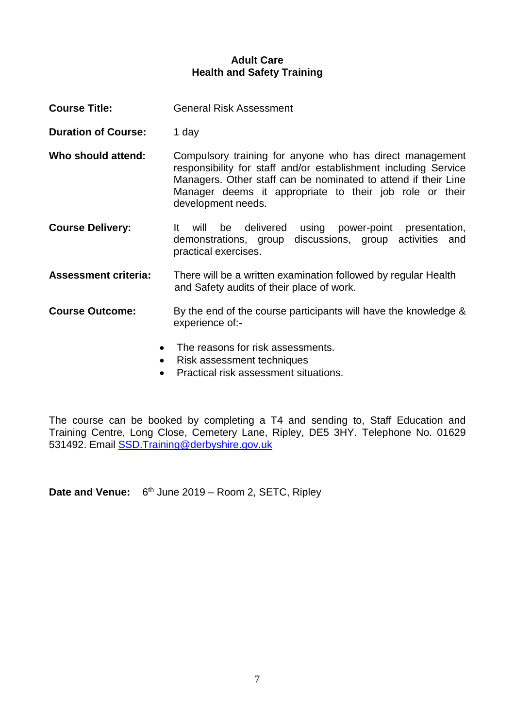**Adult Care**
**Health and Safety Training**

**Course Title:** General Risk Assessment

**Duration of Course:** 1 day

**Who should attend:** Compulsory training for anyone who has direct management responsibility for staff and/or establishment including Service Managers. Other staff can be nominated to attend if their Line Manager deems it appropriate to their job role or their development needs.

**Course Delivery:** It will be delivered using power-point presentation, demonstrations, group discussions, group activities and practical exercises.

**Assessment criteria:** There will be a written examination followed by regular Health and Safety audits of their place of work.

**Course Outcome:** By the end of the course participants will have the knowledge & experience of:-

- The reasons for risk assessments.
- Risk assessment techniques
- Practical risk assessment situations.

The course can be booked by completing a T4 and sending to, Staff Education and Training Centre, Long Close, Cemetery Lane, Ripley, DE5 3HY. Telephone No. 01629 531492. Email SSD.Training@derbyshire.gov.uk

**Date and Venue:** 6th June 2019 – Room 2, SETC, Ripley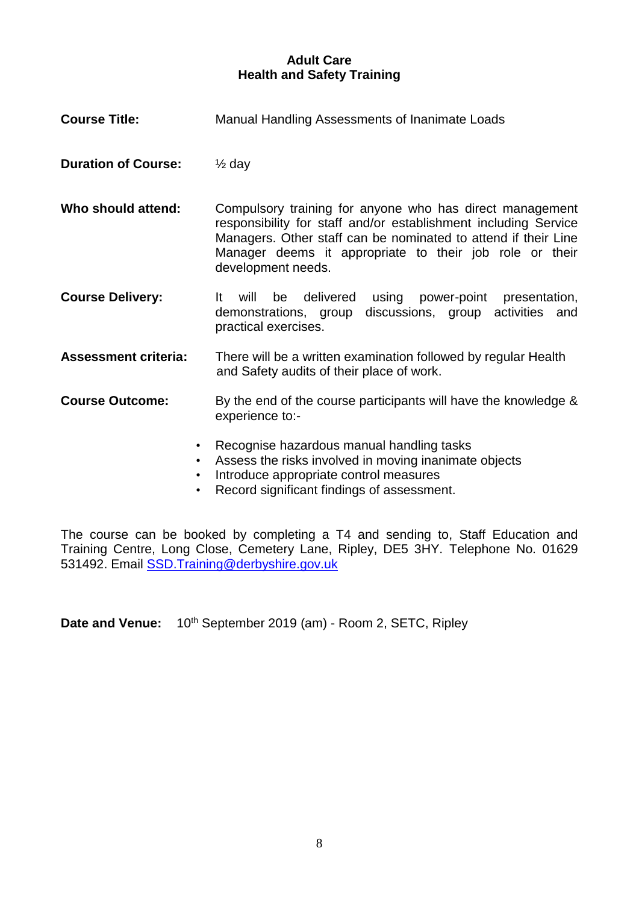**Adult Care**
**Health and Safety Training**

**Course Title:** Manual Handling Assessments of Inanimate Loads

**Duration of Course:** ½ day

**Who should attend:** Compulsory training for anyone who has direct management responsibility for staff and/or establishment including Service Managers. Other staff can be nominated to attend if their Line Manager deems it appropriate to their job role or their development needs.

**Course Delivery:** It will be delivered using power-point presentation, demonstrations, group discussions, group activities and practical exercises.

**Assessment criteria:** There will be a written examination followed by regular Health and Safety audits of their place of work.

**Course Outcome:** By the end of the course participants will have the knowledge & experience to:-

- Recognise hazardous manual handling tasks
- Assess the risks involved in moving inanimate objects
- Introduce appropriate control measures
- Record significant findings of assessment.

The course can be booked by completing a T4 and sending to, Staff Education and Training Centre, Long Close, Cemetery Lane, Ripley, DE5 3HY. Telephone No. 01629 531492. Email SSD.Training@derbyshire.gov.uk

**Date and Venue:** 10th September 2019 (am) - Room 2, SETC, Ripley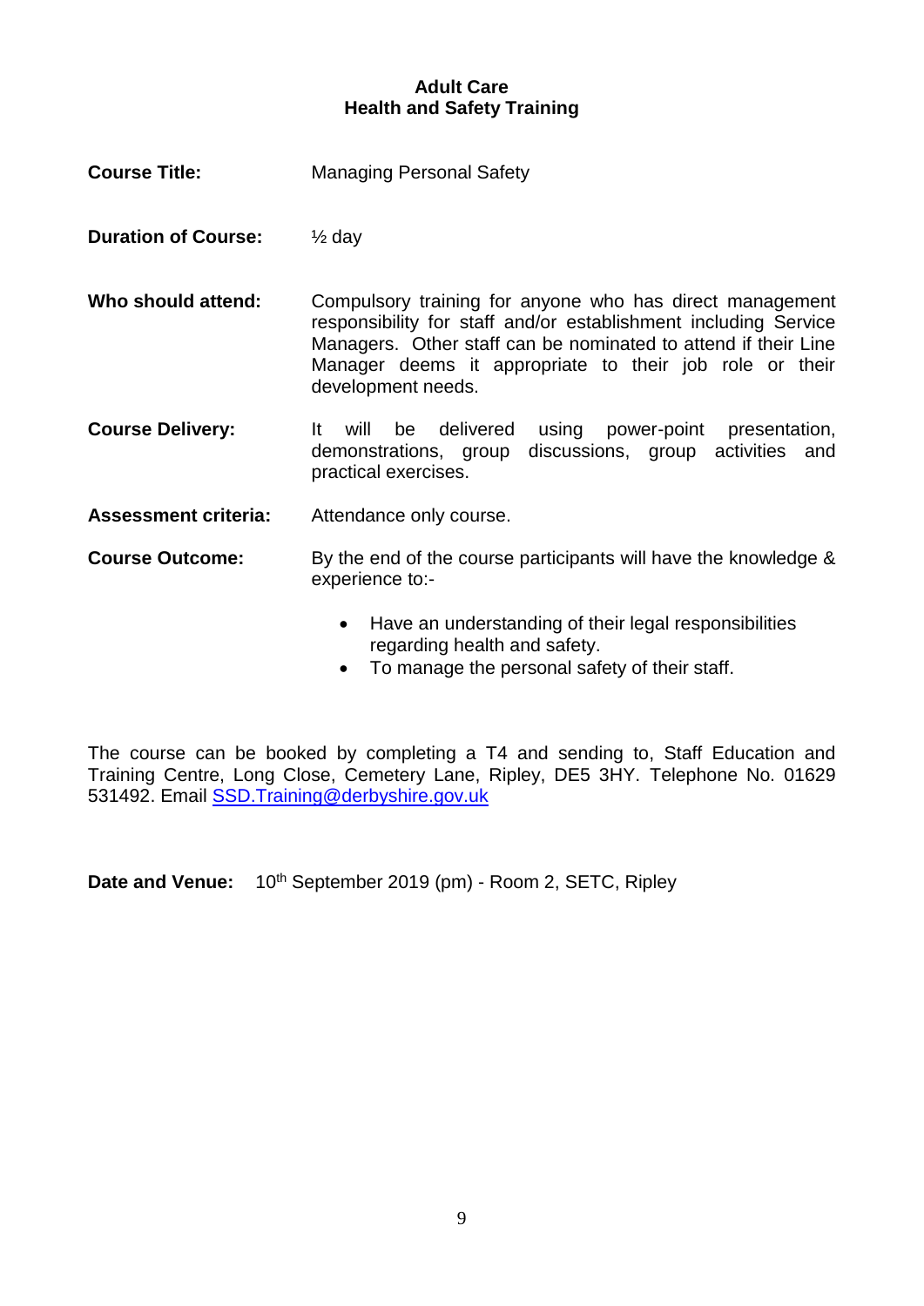**Adult Care**
**Health and Safety Training**

**Course Title:** Managing Personal Safety

**Duration of Course:** ½ day

**Who should attend:** Compulsory training for anyone who has direct management responsibility for staff and/or establishment including Service Managers. Other staff can be nominated to attend if their Line Manager deems it appropriate to their job role or their development needs.

**Course Delivery:** It will be delivered using power-point presentation, demonstrations, group discussions, group activities and practical exercises.

**Assessment criteria:** Attendance only course.

**Course Outcome:** By the end of the course participants will have the knowledge & experience to:-

- Have an understanding of their legal responsibilities regarding health and safety.
- To manage the personal safety of their staff.

The course can be booked by completing a T4 and sending to, Staff Education and Training Centre, Long Close, Cemetery Lane, Ripley, DE5 3HY. Telephone No. 01629 531492. Email SSD.Training@derbyshire.gov.uk

**Date and Venue:** 10th September 2019 (pm) - Room 2, SETC, Ripley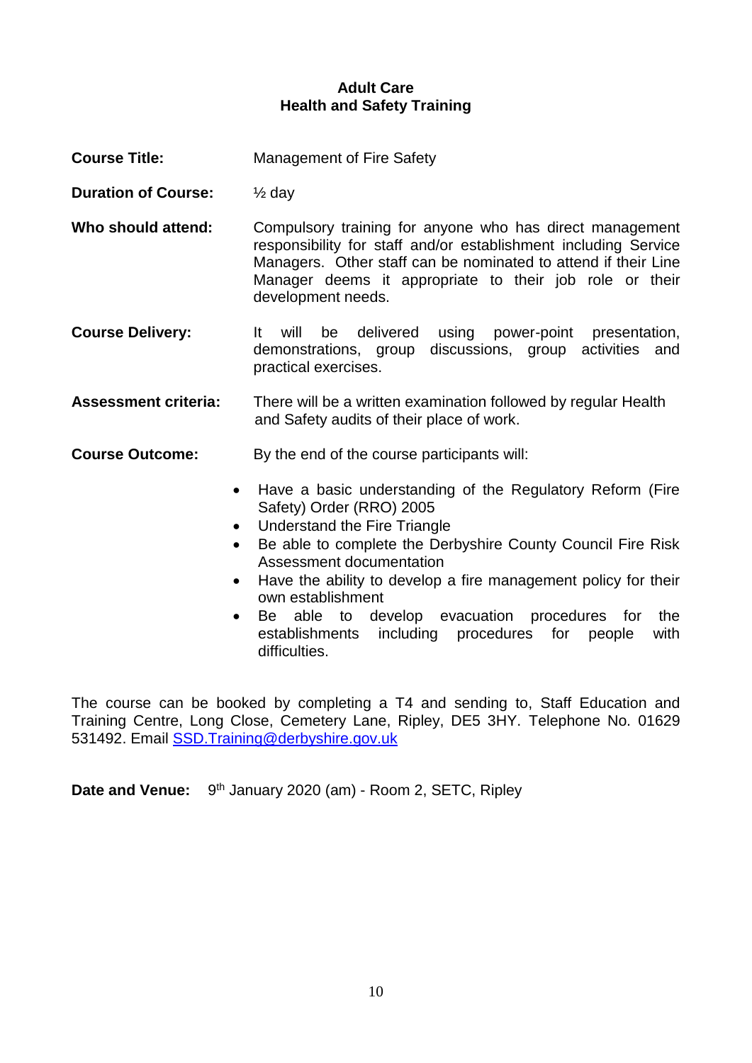**Adult Care**
**Health and Safety Training**

**Course Title:** Management of Fire Safety

**Duration of Course:** ½ day

**Who should attend:** Compulsory training for anyone who has direct management responsibility for staff and/or establishment including Service Managers. Other staff can be nominated to attend if their Line Manager deems it appropriate to their job role or their development needs.

**Course Delivery:** It will be delivered using power-point presentation, demonstrations, group discussions, group activities and practical exercises.

**Assessment criteria:** There will be a written examination followed by regular Health and Safety audits of their place of work.

**Course Outcome:** By the end of the course participants will:

- Have a basic understanding of the Regulatory Reform (Fire Safety) Order (RRO) 2005
- Understand the Fire Triangle
- Be able to complete the Derbyshire County Council Fire Risk Assessment documentation
- Have the ability to develop a fire management policy for their own establishment
- Be able to develop evacuation procedures for the establishments including procedures for people with difficulties.

The course can be booked by completing a T4 and sending to, Staff Education and Training Centre, Long Close, Cemetery Lane, Ripley, DE5 3HY. Telephone No. 01629 531492. Email SSD.Training@derbyshire.gov.uk

**Date and Venue:** 9th January 2020 (am) - Room 2, SETC, Ripley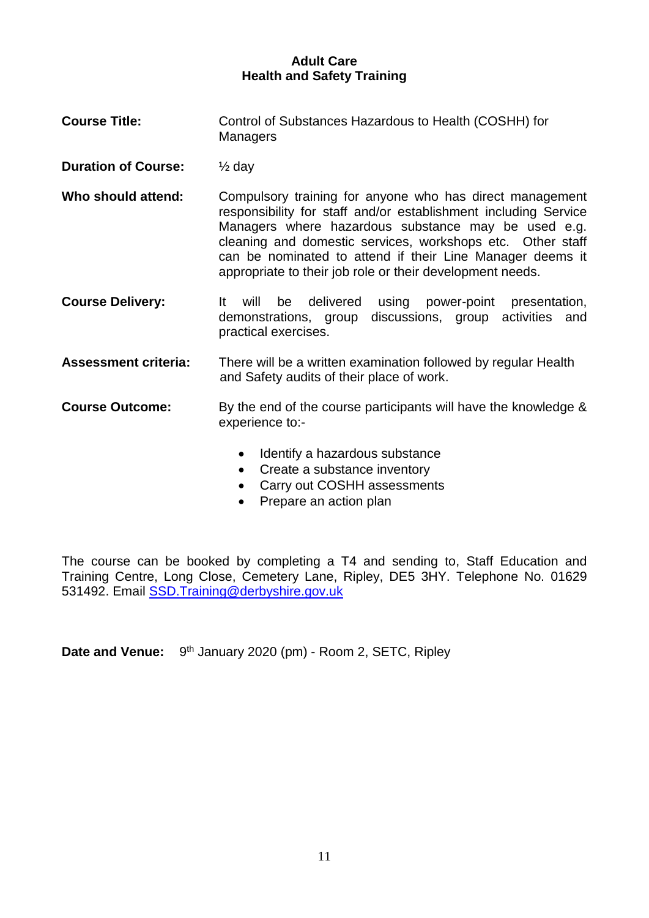**Adult Care**
**Health and Safety Training**

**Course Title:** Control of Substances Hazardous to Health (COSHH) for Managers

**Duration of Course:** ½ day

**Who should attend:** Compulsory training for anyone who has direct management responsibility for staff and/or establishment including Service Managers where hazardous substance may be used e.g. cleaning and domestic services, workshops etc. Other staff can be nominated to attend if their Line Manager deems it appropriate to their job role or their development needs.

**Course Delivery:** It will be delivered using power-point presentation, demonstrations, group discussions, group activities and practical exercises.

**Assessment criteria:** There will be a written examination followed by regular Health and Safety audits of their place of work.

**Course Outcome:** By the end of the course participants will have the knowledge & experience to:-

- Identify a hazardous substance
- Create a substance inventory
- Carry out COSHH assessments
- Prepare an action plan

The course can be booked by completing a T4 and sending to, Staff Education and Training Centre, Long Close, Cemetery Lane, Ripley, DE5 3HY. Telephone No. 01629 531492. Email SSD.Training@derbyshire.gov.uk

**Date and Venue:** 9th January 2020 (pm) - Room 2, SETC, Ripley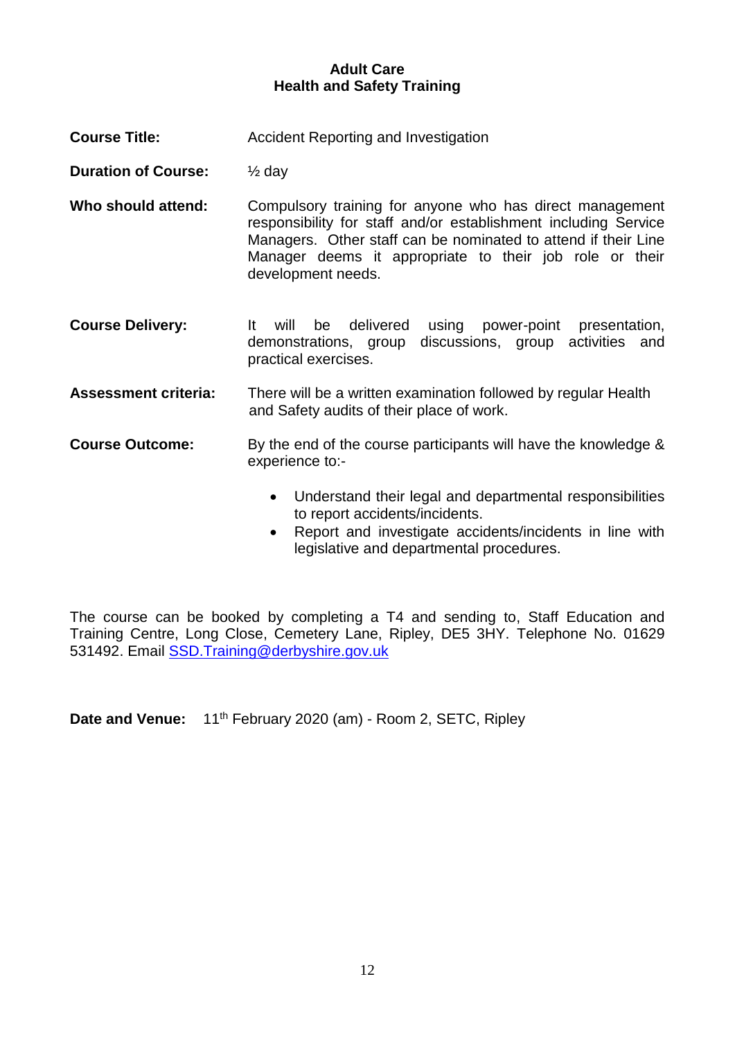**Adult Care**
**Health and Safety Training**

**Course Title:** Accident Reporting and Investigation

**Duration of Course:** ½ day

**Who should attend:** Compulsory training for anyone who has direct management responsibility for staff and/or establishment including Service Managers. Other staff can be nominated to attend if their Line Manager deems it appropriate to their job role or their development needs.

**Course Delivery:** It will be delivered using power-point presentation, demonstrations, group discussions, group activities and practical exercises.

**Assessment criteria:** There will be a written examination followed by regular Health and Safety audits of their place of work.

**Course Outcome:** By the end of the course participants will have the knowledge & experience to:-

- Understand their legal and departmental responsibilities to report accidents/incidents.
- Report and investigate accidents/incidents in line with legislative and departmental procedures.

The course can be booked by completing a T4 and sending to, Staff Education and Training Centre, Long Close, Cemetery Lane, Ripley, DE5 3HY. Telephone No. 01629 531492. Email SSD.Training@derbyshire.gov.uk

**Date and Venue:** 11th February 2020 (am) - Room 2, SETC, Ripley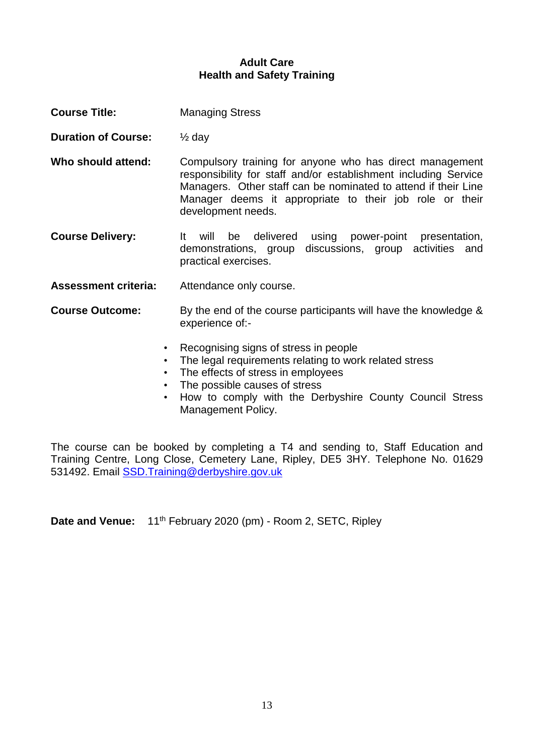**Adult Care**
**Health and Safety Training**

**Course Title:** Managing Stress

**Duration of Course:** ½ day

**Who should attend:** Compulsory training for anyone who has direct management responsibility for staff and/or establishment including Service Managers. Other staff can be nominated to attend if their Line Manager deems it appropriate to their job role or their development needs.

**Course Delivery:** It will be delivered using power-point presentation, demonstrations, group discussions, group activities and practical exercises.

**Assessment criteria:** Attendance only course.

**Course Outcome:** By the end of the course participants will have the knowledge & experience of:-

- Recognising signs of stress in people
- The legal requirements relating to work related stress
- The effects of stress in employees
- The possible causes of stress
- How to comply with the Derbyshire County Council Stress Management Policy.

The course can be booked by completing a T4 and sending to, Staff Education and Training Centre, Long Close, Cemetery Lane, Ripley, DE5 3HY. Telephone No. 01629 531492. Email SSD.Training@derbyshire.gov.uk

**Date and Venue:** 11th February 2020 (pm) - Room 2, SETC, Ripley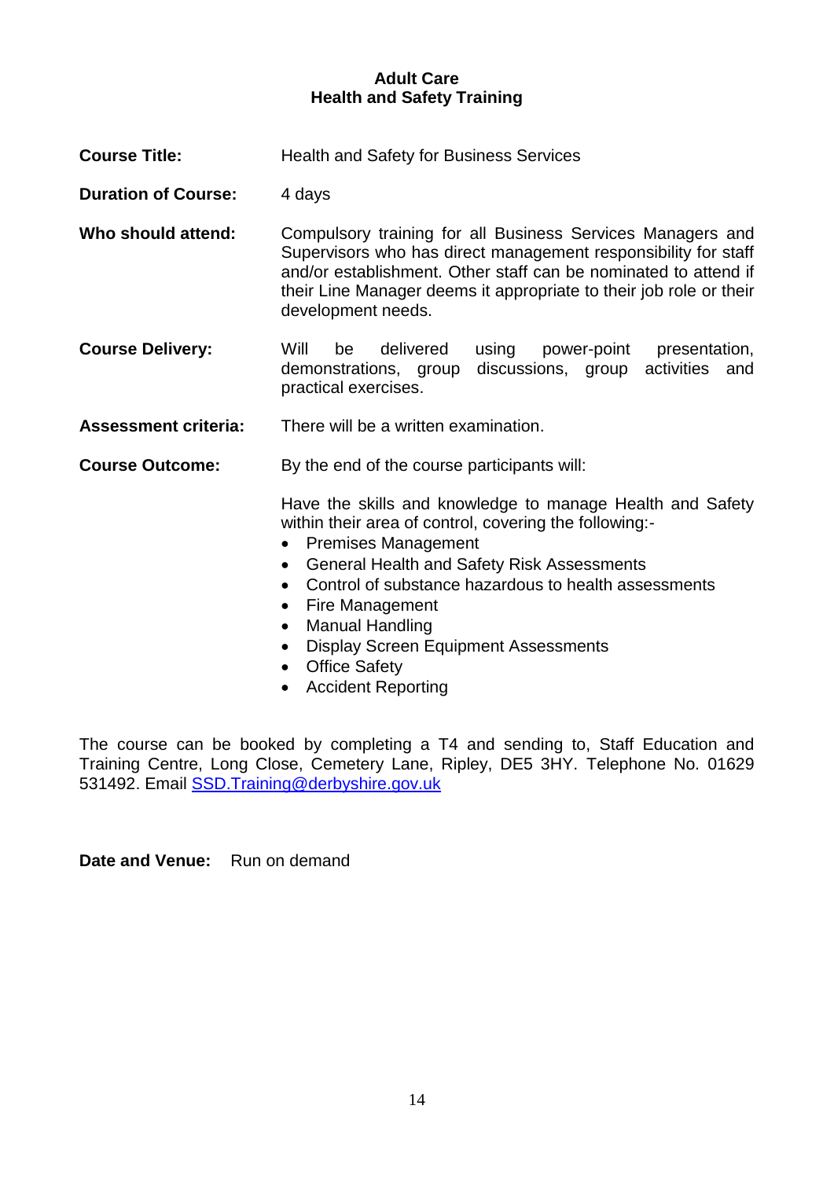**Adult Care**
**Health and Safety Training**

**Course Title:** Health and Safety for Business Services

**Duration of Course:** 4 days

**Who should attend:** Compulsory training for all Business Services Managers and Supervisors who has direct management responsibility for staff and/or establishment. Other staff can be nominated to attend if their Line Manager deems it appropriate to their job role or their development needs.

**Course Delivery:** Will be delivered using power-point presentation, demonstrations, group discussions, group activities and practical exercises.

**Assessment criteria:** There will be a written examination.

**Course Outcome:** By the end of the course participants will:

Have the skills and knowledge to manage Health and Safety within their area of control, covering the following:-

- Premises Management
- General Health and Safety Risk Assessments
- Control of substance hazardous to health assessments
- Fire Management
- Manual Handling
- Display Screen Equipment Assessments
- Office Safety
- Accident Reporting

The course can be booked by completing a T4 and sending to, Staff Education and Training Centre, Long Close, Cemetery Lane, Ripley, DE5 3HY. Telephone No. 01629 531492. Email SSD.Training@derbyshire.gov.uk

**Date and Venue:** Run on demand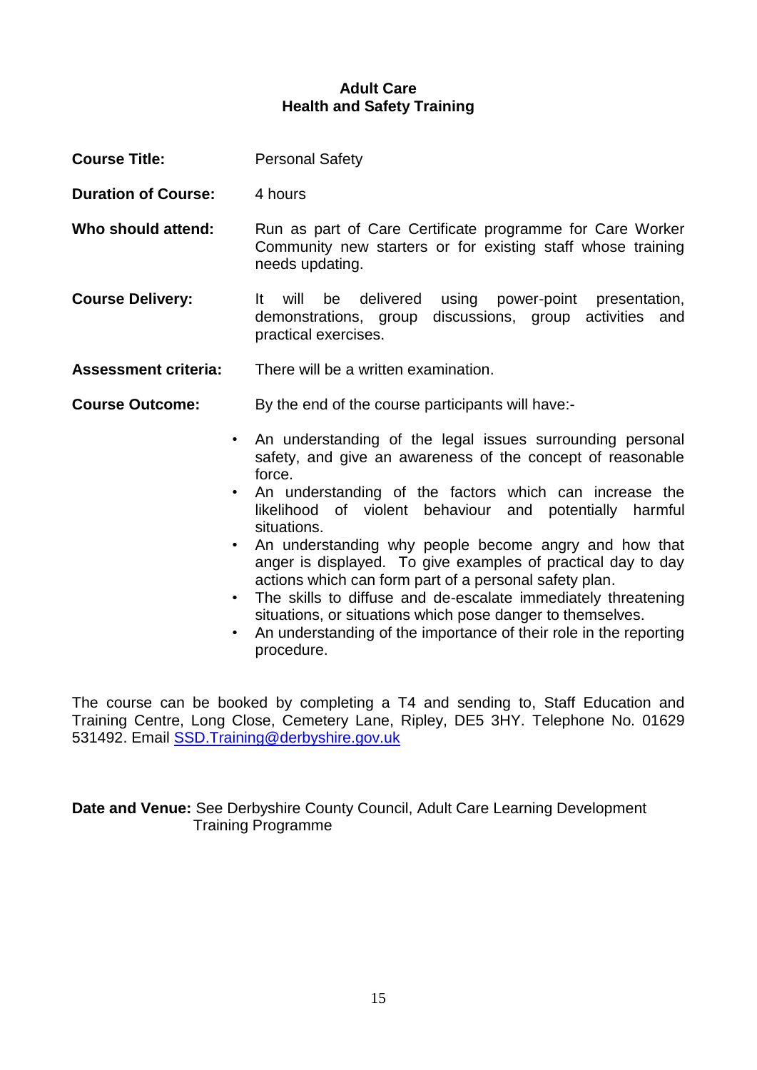**Adult Care**
**Health and Safety Training**

**Course Title:** Personal Safety

**Duration of Course:** 4 hours

**Who should attend:** Run as part of Care Certificate programme for Care Worker Community new starters or for existing staff whose training needs updating.

**Course Delivery:** It will be delivered using power-point presentation, demonstrations, group discussions, group activities and practical exercises.

**Assessment criteria:** There will be a written examination.

**Course Outcome:** By the end of the course participants will have:-

- An understanding of the legal issues surrounding personal safety, and give an awareness of the concept of reasonable force.
- An understanding of the factors which can increase the likelihood of violent behaviour and potentially harmful situations.
- An understanding why people become angry and how that anger is displayed. To give examples of practical day to day actions which can form part of a personal safety plan.
- The skills to diffuse and de-escalate immediately threatening situations, or situations which pose danger to themselves.
- An understanding of the importance of their role in the reporting procedure.

The course can be booked by completing a T4 and sending to, Staff Education and Training Centre, Long Close, Cemetery Lane, Ripley, DE5 3HY. Telephone No. 01629 531492. Email SSD.Training@derbyshire.gov.uk

**Date and Venue:** See Derbyshire County Council, Adult Care Learning Development Training Programme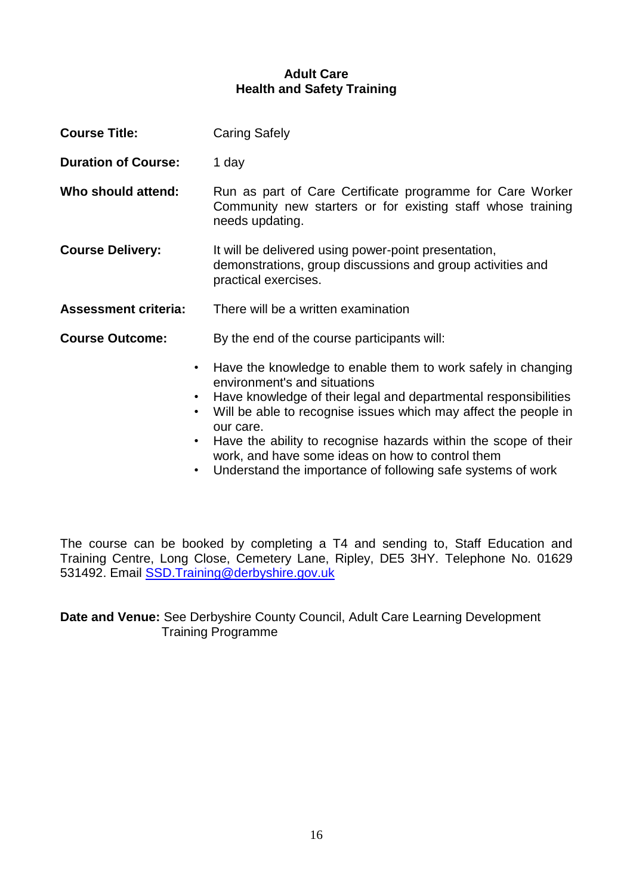**Adult Care**
**Health and Safety Training**

**Course Title:** Caring Safely

**Duration of Course:** 1 day

**Who should attend:** Run as part of Care Certificate programme for Care Worker Community new starters or for existing staff whose training needs updating.

**Course Delivery:** It will be delivered using power-point presentation, demonstrations, group discussions and group activities and practical exercises.

**Assessment criteria:** There will be a written examination

**Course Outcome:** By the end of the course participants will:

- Have the knowledge to enable them to work safely in changing environment's and situations
- Have knowledge of their legal and departmental responsibilities
- Will be able to recognise issues which may affect the people in our care.
- Have the ability to recognise hazards within the scope of their work, and have some ideas on how to control them
- Understand the importance of following safe systems of work

The course can be booked by completing a T4 and sending to, Staff Education and Training Centre, Long Close, Cemetery Lane, Ripley, DE5 3HY. Telephone No. 01629 531492. Email SSD.Training@derbyshire.gov.uk

**Date and Venue:** See Derbyshire County Council, Adult Care Learning Development Training Programme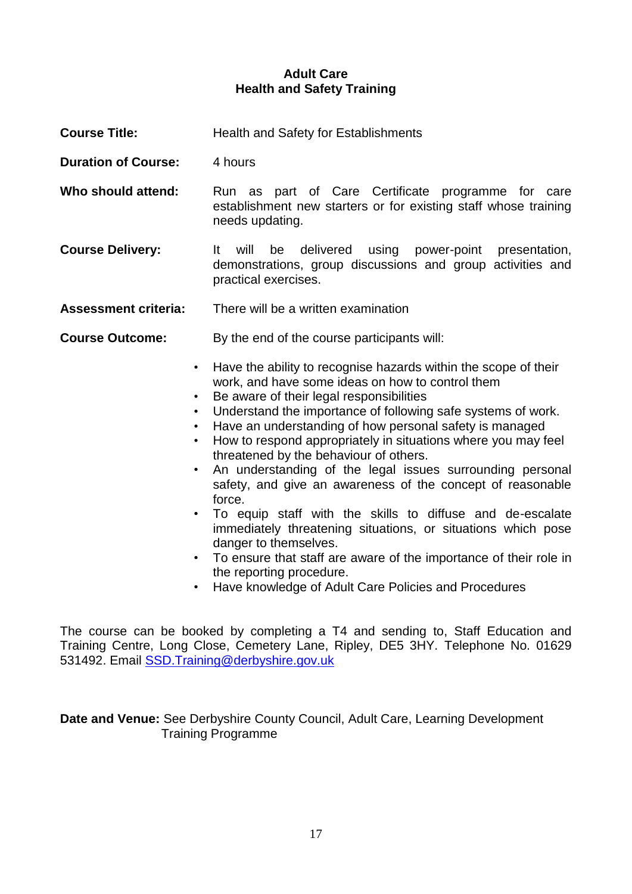# Adult Care
## Health and Safety Training

**Course Title:** Health and Safety for Establishments

**Duration of Course:** 4 hours

**Who should attend:** Run as part of Care Certificate programme for care establishment new starters or for existing staff whose training needs updating.

**Course Delivery:** It will be delivered using power-point presentation, demonstrations, group discussions and group activities and practical exercises.

**Assessment criteria:** There will be a written examination

**Course Outcome:** By the end of the course participants will:

- Have the ability to recognise hazards within the scope of their work, and have some ideas on how to control them
- Be aware of their legal responsibilities
- Understand the importance of following safe systems of work.
- Have an understanding of how personal safety is managed
- How to respond appropriately in situations where you may feel threatened by the behaviour of others.
- An understanding of the legal issues surrounding personal safety, and give an awareness of the concept of reasonable force.
- To equip staff with the skills to diffuse and de-escalate immediately threatening situations, or situations which pose danger to themselves.
- To ensure that staff are aware of the importance of their role in the reporting procedure.
- Have knowledge of Adult Care Policies and Procedures

The course can be booked by completing a T4 and sending to, Staff Education and Training Centre, Long Close, Cemetery Lane, Ripley, DE5 3HY. Telephone No. 01629 531492. Email SSD.Training@derbyshire.gov.uk

**Date and Venue:** See Derbyshire County Council, Adult Care, Learning Development Training Programme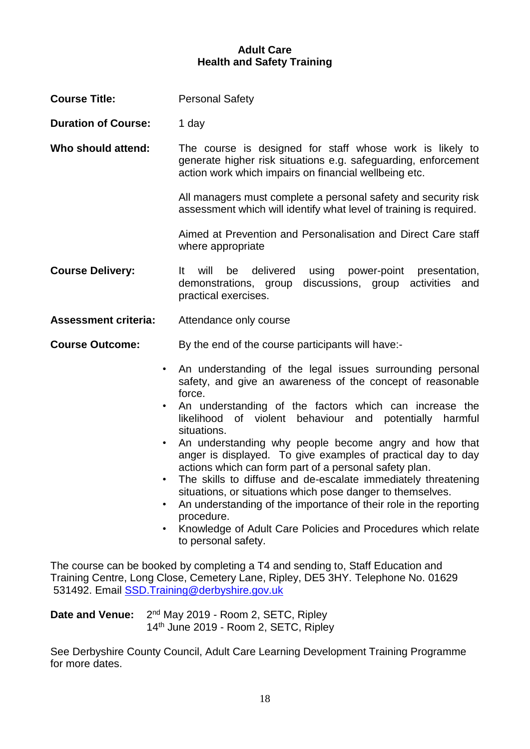**Adult Care**
**Health and Safety Training**

**Course Title:** Personal Safety

**Duration of Course:** 1 day

**Who should attend:** The course is designed for staff whose work is likely to generate higher risk situations e.g. safeguarding, enforcement action work which impairs on financial wellbeing etc.

All managers must complete a personal safety and security risk assessment which will identify what level of training is required.

Aimed at Prevention and Personalisation and Direct Care staff where appropriate

**Course Delivery:** It will be delivered using power-point presentation, demonstrations, group discussions, group activities and practical exercises.

**Assessment criteria:** Attendance only course

**Course Outcome:** By the end of the course participants will have:-

- An understanding of the legal issues surrounding personal safety, and give an awareness of the concept of reasonable force.
- An understanding of the factors which can increase the likelihood of violent behaviour and potentially harmful situations.
- An understanding why people become angry and how that anger is displayed. To give examples of practical day to day actions which can form part of a personal safety plan.
- The skills to diffuse and de-escalate immediately threatening situations, or situations which pose danger to themselves.
- An understanding of the importance of their role in the reporting procedure.
- Knowledge of Adult Care Policies and Procedures which relate to personal safety.

The course can be booked by completing a T4 and sending to, Staff Education and Training Centre, Long Close, Cemetery Lane, Ripley, DE5 3HY. Telephone No. 01629 531492. Email SSD.Training@derbyshire.gov.uk

**Date and Venue:** 2nd May 2019 - Room 2, SETC, Ripley
14th June 2019 - Room 2, SETC, Ripley

See Derbyshire County Council, Adult Care Learning Development Training Programme for more dates.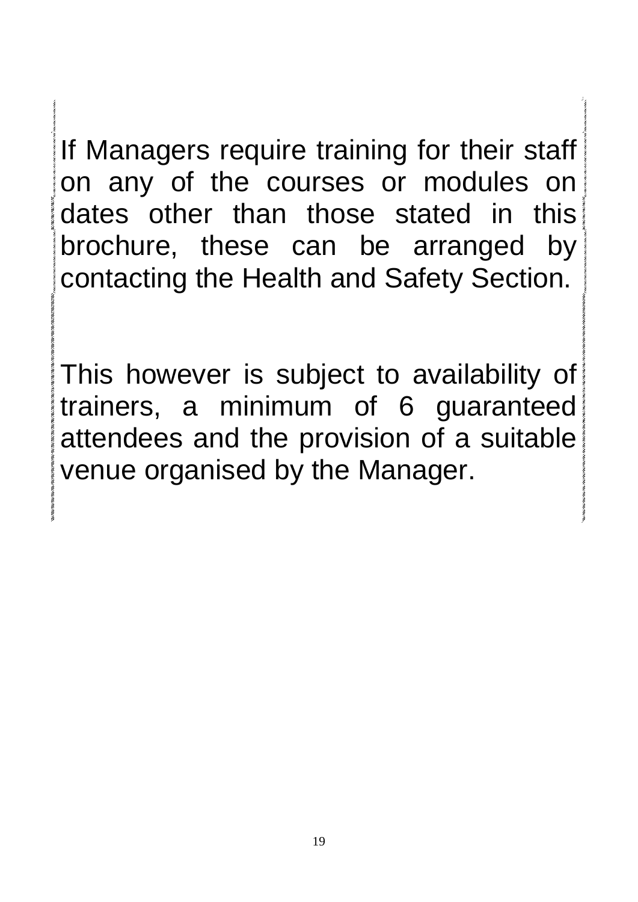If Managers require training for their staff on any of the courses or modules on dates other than those stated in this brochure, these can be arranged by contacting the Health and Safety Section.

This however is subject to availability of trainers, a minimum of 6 guaranteed attendees and the provision of a suitable venue organised by the Manager.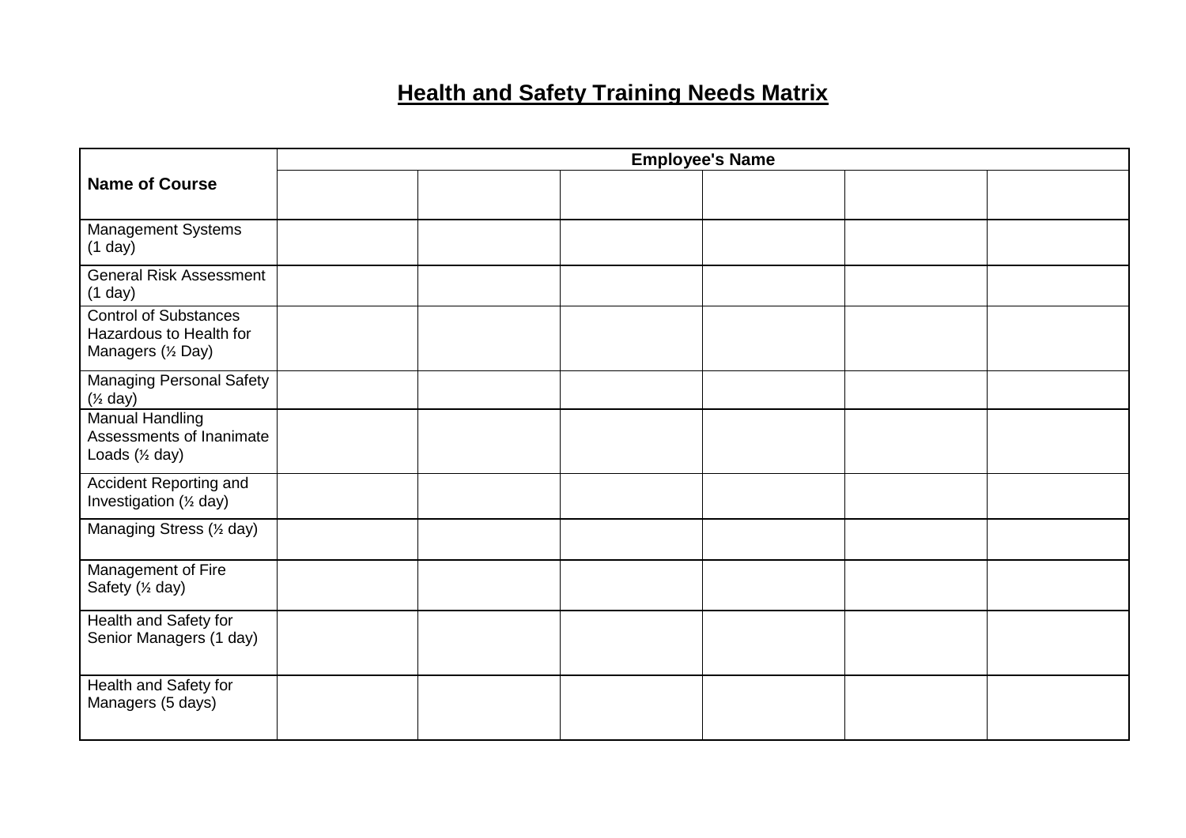# **Health and Safety Training Needs Matrix**

| Name of Course | Employee's Name | | | | | |
|---|---|---|---|---|---|---|
| | | | | | | |
| Management Systems (1 day) | | | | | | |
| General Risk Assessment (1 day) | | | | | | |
| Control of Substances Hazardous to Health for Managers (½ Day) | | | | | | |
| Managing Personal Safety (½ day) | | | | | | |
| Manual Handling Assessments of Inanimate Loads (½ day) | | | | | | |
| Accident Reporting and Investigation (½ day) | | | | | | |
| Managing Stress (½ day) | | | | | | |
| Management of Fire Safety (½ day) | | | | | | |
| Health and Safety for Senior Managers (1 day) | | | | | | |
| Health and Safety for Managers (5 days) | | | | | | |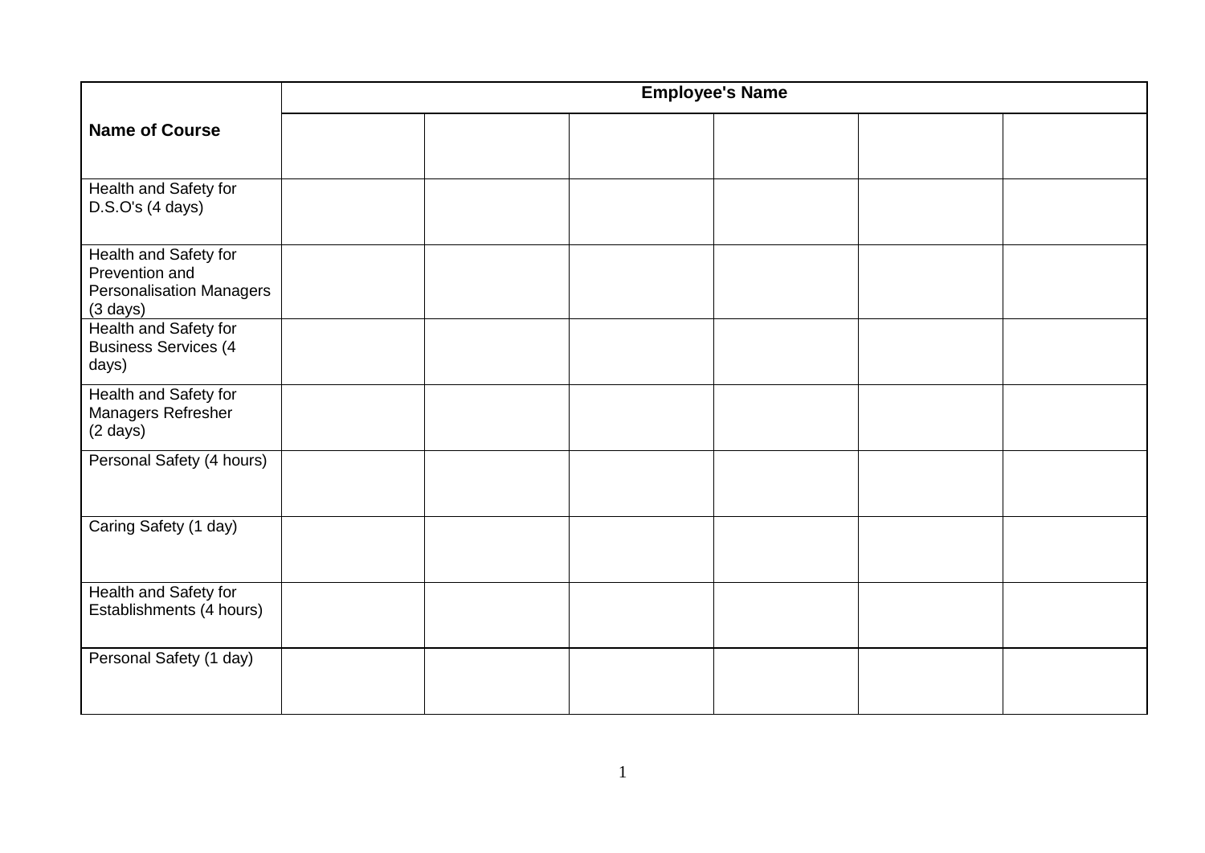| Name of Course | Employee's Name | | | | | |
|---|---|---|---|---|---|---|
| | | | | | | |
| Health and Safety for D.S.O's (4 days) | | | | | | |
| Health and Safety for Prevention and Personalisation Managers (3 days) | | | | | | |
| Health and Safety for Business Services (4 days) | | | | | | |
| Health and Safety for Managers Refresher (2 days) | | | | | | |
| Personal Safety (4 hours) | | | | | | |
| Caring Safety (1 day) | | | | | | |
| Health and Safety for Establishments (4 hours) | | | | | | |
| Personal Safety (1 day) | | | | | | |